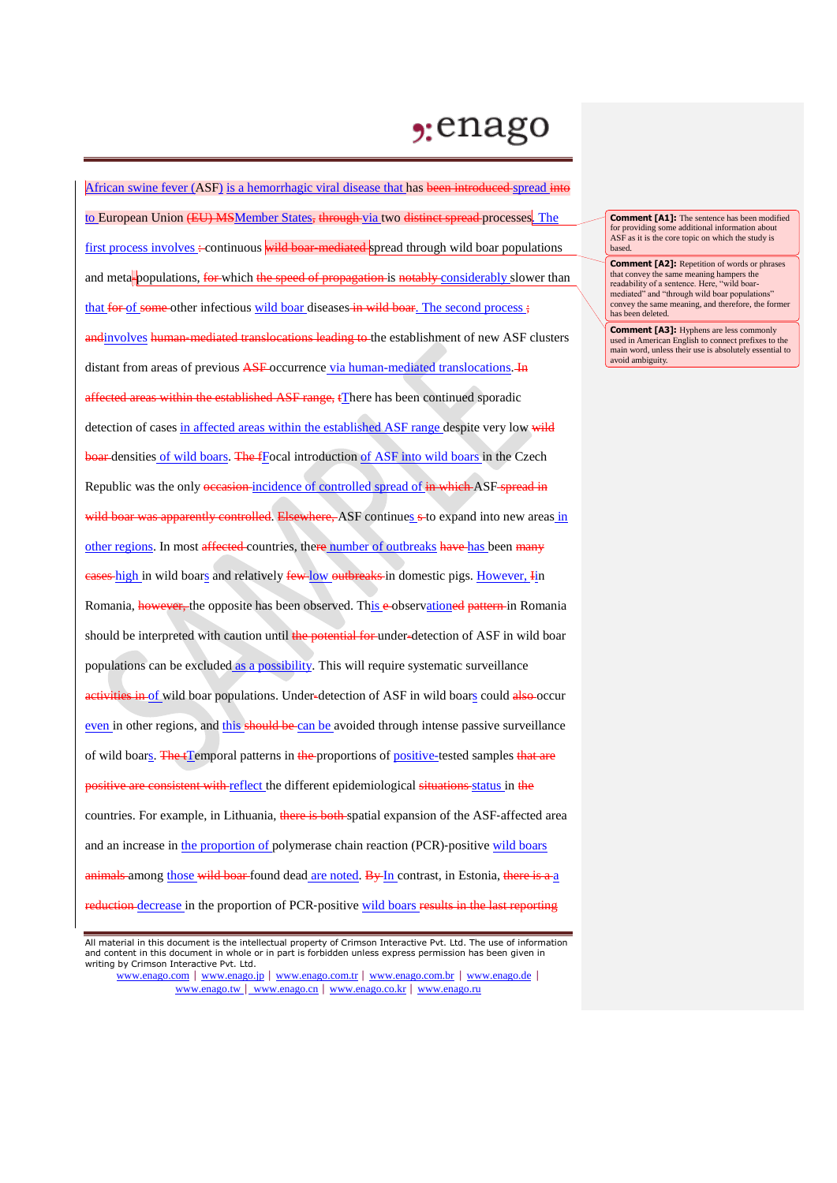African swine fever (ASF) is a hemorrhagic viral disease that has ~~been introduced~~ spread ~~into~~ to European Union ~~(EU) MS~~Member States~~,~~ ~~through~~ via two ~~distinct spread~~ processes. The first process involves ~~:~~ continuous ~~wild boar-mediated~~ spread through wild boar populations and meta~~-~~populations, ~~for~~ which ~~the speed of propagation~~ is ~~notably~~ considerably slower than that ~~for~~ of ~~some~~ other infectious wild boar diseases ~~in wild boar~~. The second process ~~;~~ ~~and~~involves ~~human-mediated translocations leading to~~ the establishment of new ASF clusters distant from areas of previous ~~ASF~~ occurrence via human-mediated translocations. ~~In affected areas within the established ASF range, t~~There has been continued sporadic detection of cases in affected areas within the established ASF range despite very low ~~wild boar~~ densities of wild boars. ~~The f~~Focal introduction of ASF into wild boars in the Czech Republic was the only ~~occasion~~ incidence of controlled spread of ~~in which~~ ASF ~~spread in wild boar was apparently controlled~~. ~~Elsewhere,~~ ASF continues ~~s~~ to expand into new areas in other regions. In most ~~affected~~ countries, the~~re~~ number of outbreaks ~~have~~ has been ~~many cases~~ high in wild boars and relatively ~~few~~ low ~~outbreaks~~ in domestic pigs. However, ~~I~~in Romania, ~~however,~~ the opposite has been observed. This ~~e~~ observation~~ed~~ ~~pattern~~ in Romania should be interpreted with caution until ~~the potential for~~ under~~-~~detection of ASF in wild boar populations can be excluded as a possibility. This will require systematic surveillance ~~activities in~~ of wild boar populations. Under~~-~~detection of ASF in wild boars could ~~also~~ occur even in other regions, and this ~~should be~~ can be avoided through intense passive surveillance of wild boars. ~~The t~~Temporal patterns in ~~the~~ proportions of positive-tested samples ~~that are positive are consistent with~~ reflect the different epidemiological ~~situations~~ status in ~~the~~ countries. For example, in Lithuania, ~~there is both~~ spatial expansion of the ASF-affected area and an increase in the proportion of polymerase chain reaction (PCR)-positive wild boars ~~animals~~ among those ~~wild boar~~ found dead are noted. ~~By~~ In contrast, in Estonia, ~~there is a~~ a ~~reduction~~ decrease in the proportion of PCR-positive wild boars ~~results in the last reporting~~

**Comment [A1]:** The sentence has been modified for providing some additional information about ASF as it is the core topic on which the study is based.

**Comment [A2]:** Repetition of words or phrases that convey the same meaning hampers the readability of a sentence. Here, "wild boar-mediated" and "through wild boar populations" convey the same meaning, and therefore, the former has been deleted.

**Comment [A3]:** Hyphens are less commonly used in American English to connect prefixes to the main word, unless their use is absolutely essential to avoid ambiguity.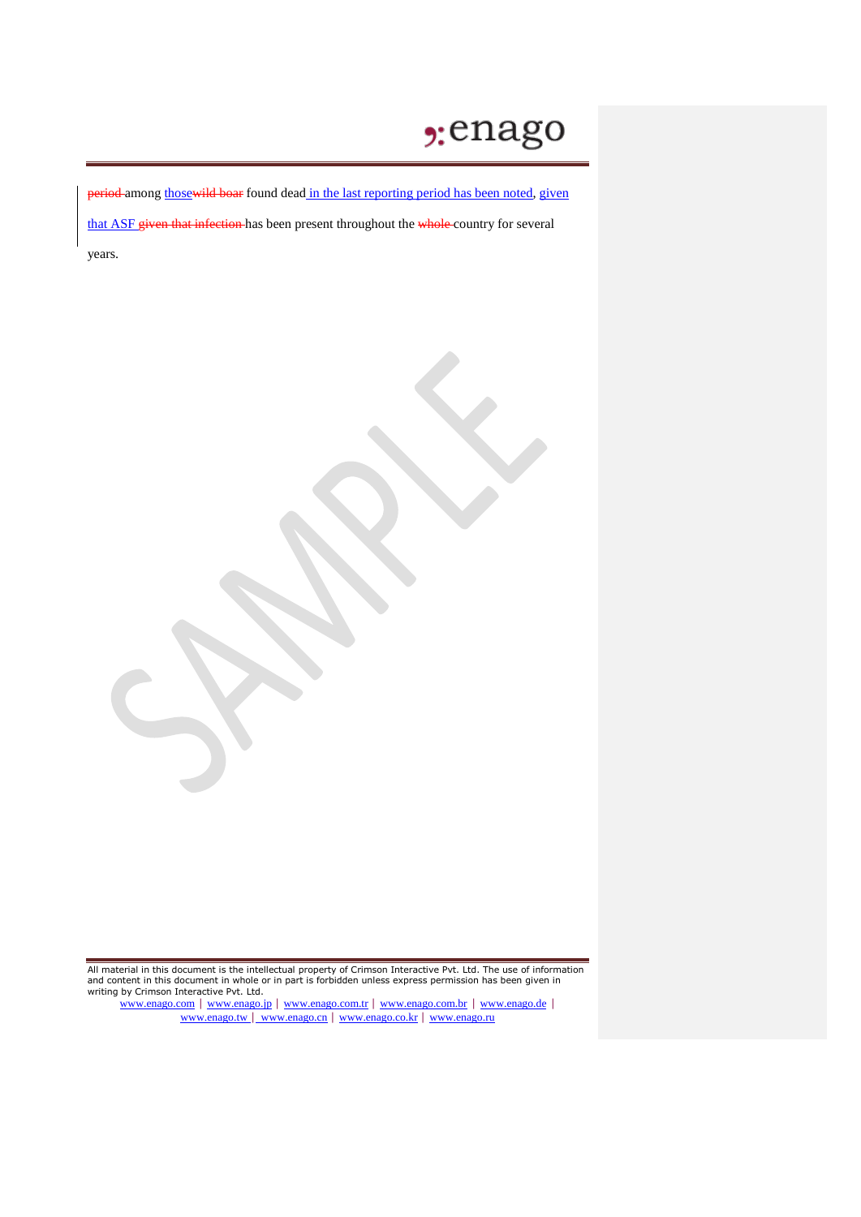~~period~~ among those~~wild boar~~ found dead in the last reporting period has been noted, given that ASF ~~given that infection~~ has been present throughout the ~~whole~~ country for several years.